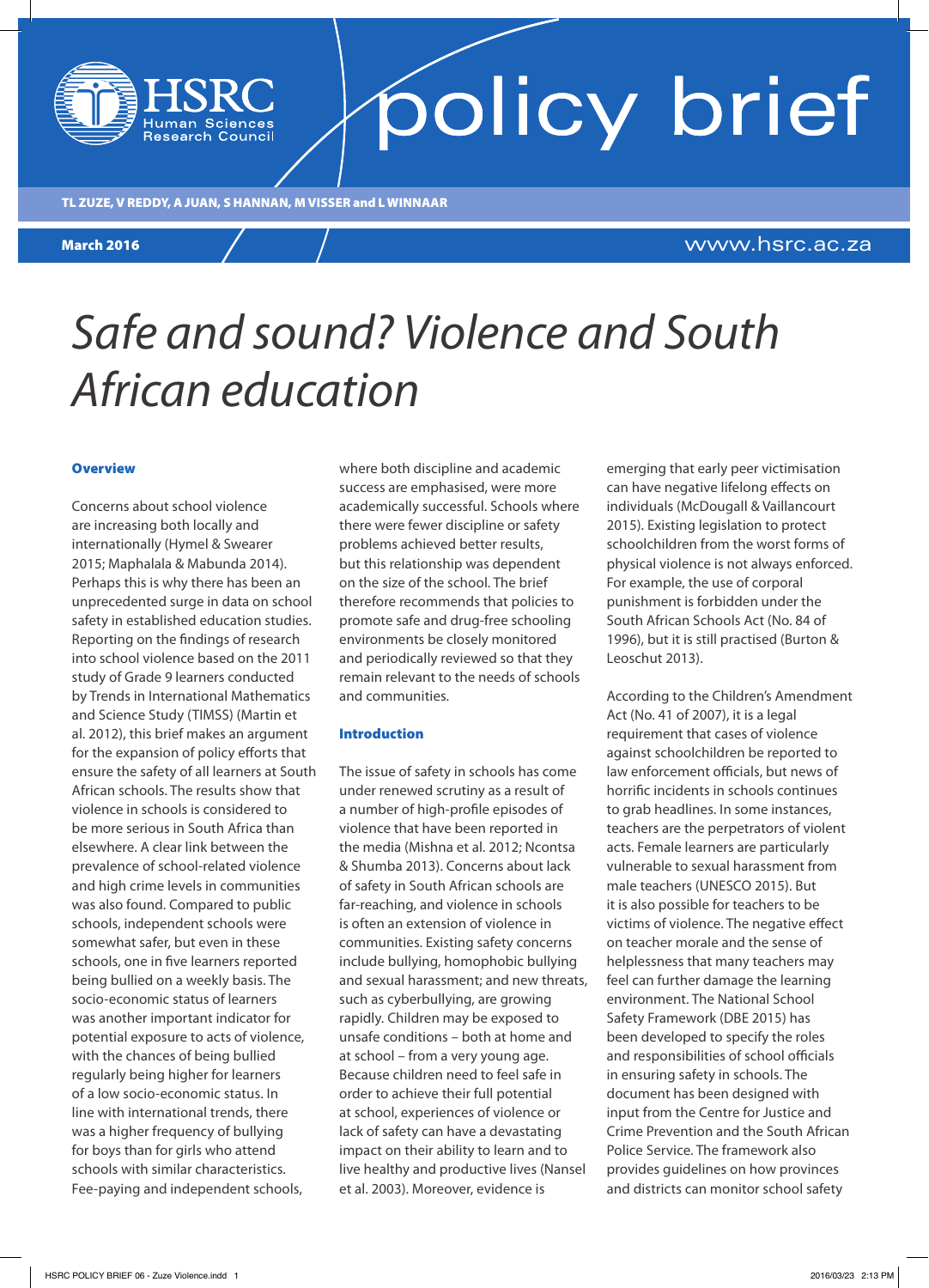# policy brief

TL ZUZE, V REDDY, A JUAN, S HANNAN, M VISSER and L WINNAAR

**March 2016**

www.hsrc.ac.za

# *Safe and sound? Violence and South African education*

## Overview

Concerns about school violence are increasing both locally and internationally (Hymel & Swearer 2015; Maphalala & Mabunda 2014). Perhaps this is why there has been an unprecedented surge in data on school safety in established education studies. Reporting on the findings of research into school violence based on the 2011 study of Grade 9 learners conducted by Trends in International Mathematics and Science Study (TIMSS) (Martin et al. 2012), this brief makes an argument for the expansion of policy efforts that ensure the safety of all learners at South African schools. The results show that violence in schools is considered to be more serious in South Africa than elsewhere. A clear link between the prevalence of school-related violence and high crime levels in communities was also found. Compared to public schools, independent schools were somewhat safer, but even in these schools, one in five learners reported being bullied on a weekly basis. The socio-economic status of learners was another important indicator for potential exposure to acts of violence, with the chances of being bullied regularly being higher for learners of a low socio-economic status. In line with international trends, there was a higher frequency of bullying for boys than for girls who attend schools with similar characteristics. Fee-paying and independent schools, where both discipline and academic success are emphasised, were more academically successful. Schools where there were fewer discipline or safety problems achieved better results, but this relationship was dependent on the size of the school. The brief therefore recommends that policies to promote safe and drug-free schooling environments be closely monitored and periodically reviewed so that they remain relevant to the needs of schools and communities.

## Introduction

The issue of safety in schools has come under renewed scrutiny as a result of a number of high-profile episodes of violence that have been reported in the media (Mishna et al. 2012; Ncontsa & Shumba 2013). Concerns about lack of safety in South African schools are far-reaching, and violence in schools is often an extension of violence in communities. Existing safety concerns include bullying, homophobic bullying and sexual harassment; and new threats, such as cyberbullying, are growing rapidly. Children may be exposed to unsafe conditions – both at home and at school – from a very young age. Because children need to feel safe in order to achieve their full potential at school, experiences of violence or lack of safety can have a devastating impact on their ability to learn and to live healthy and productive lives (Nansel et al. 2003). Moreover, evidence is emerging that early peer victimisation can have negative lifelong effects on individuals (McDougall & Vaillancourt 2015). Existing legislation to protect schoolchildren from the worst forms of physical violence is not always enforced. For example, the use of corporal punishment is forbidden under the South African Schools Act (No. 84 of 1996), but it is still practised (Burton & Leoschut 2013).

According to the Children's Amendment Act (No. 41 of 2007), it is a legal requirement that cases of violence against schoolchildren be reported to law enforcement officials, but news of horrific incidents in schools continues to grab headlines. In some instances, teachers are the perpetrators of violent acts. Female learners are particularly vulnerable to sexual harassment from male teachers (UNESCO 2015). But it is also possible for teachers to be victims of violence. The negative effect on teacher morale and the sense of helplessness that many teachers may feel can further damage the learning environment. The National School Safety Framework (DBE 2015) has been developed to specify the roles and responsibilities of school officials in ensuring safety in schools. The document has been designed with input from the Centre for Justice and Crime Prevention and the South African Police Service. The framework also provides guidelines on how provinces and districts can monitor school safety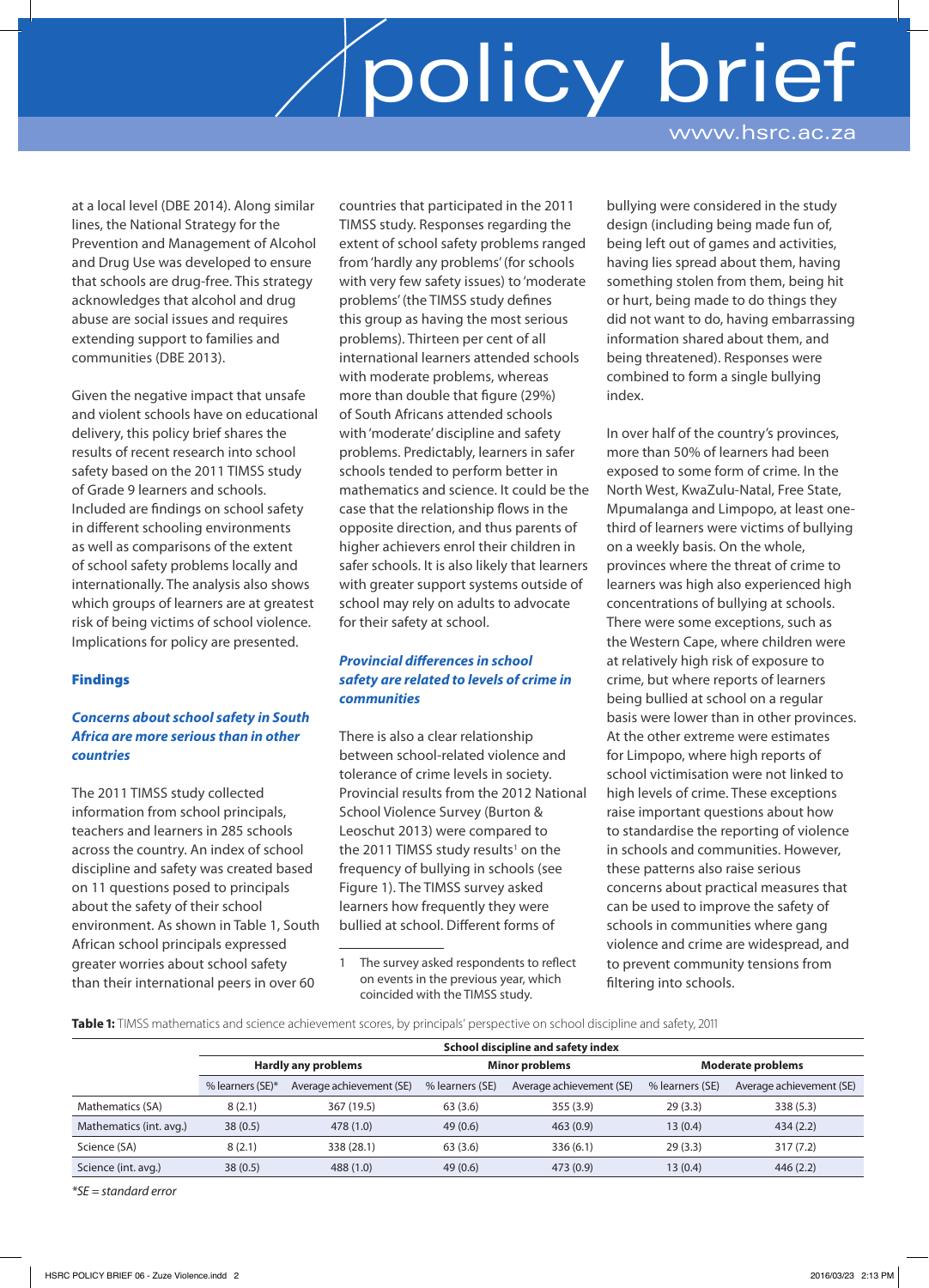at a local level (DBE 2014). Along similar lines, the National Strategy for the Prevention and Management of Alcohol and Drug Use was developed to ensure that schools are drug-free. This strategy acknowledges that alcohol and drug abuse are social issues and requires extending support to families and communities (DBE 2013).

Given the negative impact that unsafe and violent schools have on educational delivery, this policy brief shares the results of recent research into school safety based on the 2011 TIMSS study of Grade 9 learners and schools. Included are findings on school safety in different schooling environments as well as comparisons of the extent of school safety problems locally and internationally. The analysis also shows which groups of learners are at greatest risk of being victims of school violence. Implications for policy are presented.

## Findings

### *Concerns about school safety in South Africa are more serious than in other countries*

The 2011 TIMSS study collected information from school principals, teachers and learners in 285 schools across the country. An index of school discipline and safety was created based on 11 questions posed to principals about the safety of their school environment. As shown in Table 1, South African school principals expressed greater worries about school safety than their international peers in over 60 countries that participated in the 2011 TIMSS study. Responses regarding the extent of school safety problems ranged from 'hardly any problems' (for schools with very few safety issues) to 'moderate problems' (the TIMSS study defines this group as having the most serious problems). Thirteen per cent of all international learners attended schools with moderate problems, whereas more than double that figure (29%) of South Africans attended schools with 'moderate' discipline and safety problems. Predictably, learners in safer schools tended to perform better in mathematics and science. It could be the case that the relationship flows in the opposite direction, and thus parents of higher achievers enrol their children in safer schools. It is also likely that learners with greater support systems outside of school may rely on adults to advocate for their safety at school.

### *Provincial differences in school safety are related to levels of crime in communities*

There is also a clear relationship between school-related violence and tolerance of crime levels in society. Provincial results from the 2012 National School Violence Survey (Burton & Leoschut 2013) were compared to the 2011 TIMSS study results[1] on the frequency of bullying in schools (see Figure 1). The TIMSS survey asked learners how frequently they were bullied at school. Different forms of bullying were considered in the study design (including being made fun of, being left out of games and activities, having lies spread about them, having something stolen from them, being hit or hurt, being made to do things they did not want to do, having embarrassing information shared about them, and being threatened). Responses were combined to form a single bullying index.

In over half of the country's provinces, more than 50% of learners had been exposed to some form of crime. In the North West, KwaZulu-Natal, Free State, Mpumalanga and Limpopo, at least one-third of learners were victims of bullying on a weekly basis. On the whole, provinces where the threat of crime to learners was high also experienced high concentrations of bullying at schools. There were some exceptions, such as the Western Cape, where children were at relatively high risk of exposure to crime, but where reports of learners being bullied at school on a regular basis were lower than in other provinces. At the other extreme were estimates for Limpopo, where high reports of school victimisation were not linked to high levels of crime. These exceptions raise important questions about how to standardise the reporting of violence in schools and communities. However, these patterns also raise serious concerns about practical measures that can be used to improve the safety of schools in communities where gang violence and crime are widespread, and to prevent community tensions from filtering into schools.

1 The survey asked respondents to reflect on events in the previous year, which coincided with the TIMSS study.

**Table 1:** TIMSS mathematics and science achievement scores, by principals' perspective on school discipline and safety, 2011

| | School discipline and safety index | | | | | |
|---|---|---|---|---|---|---|
| | Hardly any problems | | Minor problems | | Moderate problems | |
| | % learners (SE)* | Average achievement (SE) | % learners (SE) | Average achievement (SE) | % learners (SE) | Average achievement (SE) |
| Mathematics (SA) | 8 (2.1) | 367 (19.5) | 63 (3.6) | 355 (3.9) | 29 (3.3) | 338 (5.3) |
| Mathematics (int. avg.) | 38 (0.5) | 478 (1.0) | 49 (0.6) | 463 (0.9) | 13 (0.4) | 434 (2.2) |
| Science (SA) | 8 (2.1) | 338 (28.1) | 63 (3.6) | 336 (6.1) | 29 (3.3) | 317 (7.2) |
| Science (int. avg.) | 38 (0.5) | 488 (1.0) | 49 (0.6) | 473 (0.9) | 13 (0.4) | 446 (2.2) |

*\*SE = standard error*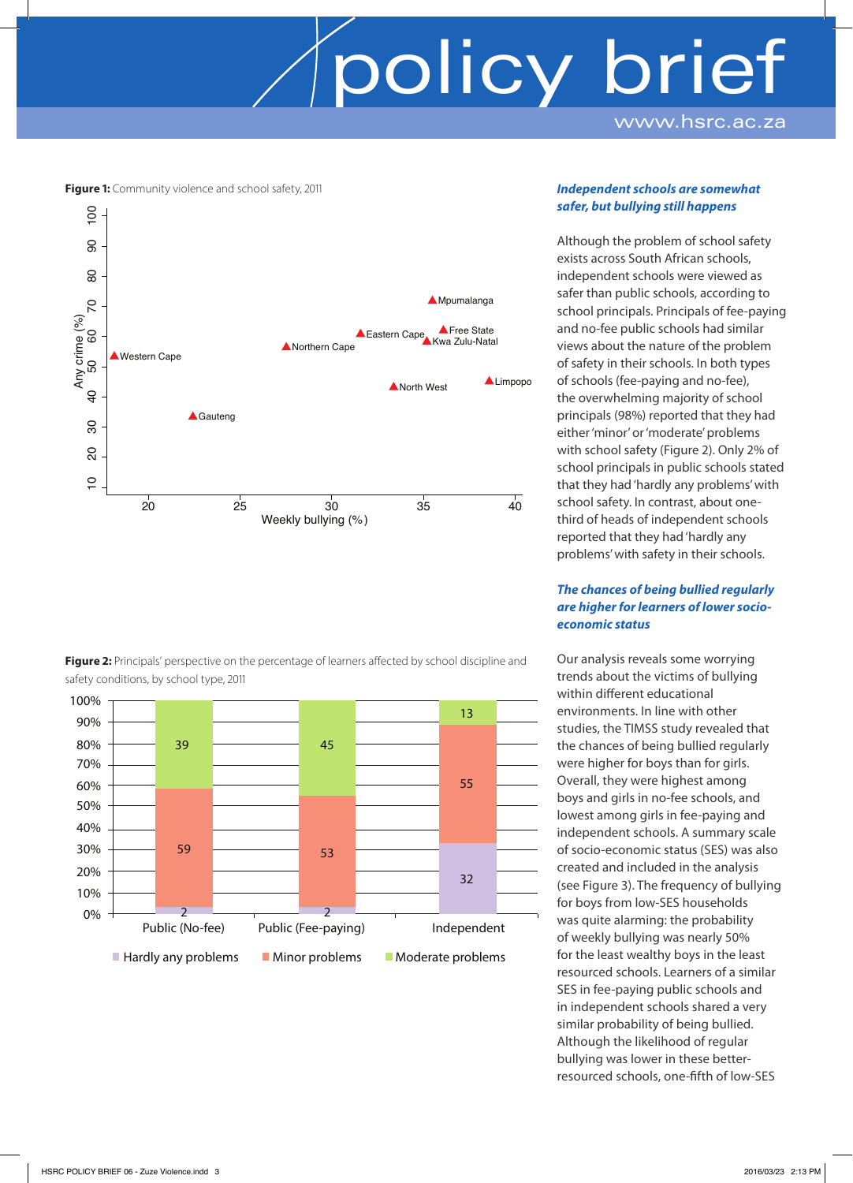**Figure 1:** Community violence and school safety, 2011

| Province | Weekly bullying (%) | Any crime (%) |
|---|---|---|
| Western Cape | ~18 | ~54 |
| Gauteng | ~22 | ~34 |
| Northern Cape | ~28 | ~57 |
| Eastern Cape | ~32 | ~61 |
| North West | ~34 | ~44 |
| Mpumalanga | ~35 | ~72 |
| Kwa Zulu-Natal | ~35 | ~59 |
| Free State | ~36 | ~62 |
| Limpopo | ~39 | ~45 |

**Figure 2:** Principals' perspective on the percentage of learners affected by school discipline and safety conditions, by school type, 2011

| | Public (No-fee) | Public (Fee-paying) | Independent |
|---|---|---|---|
| Hardly any problems | 2 | 2 | 32 |
| Minor problems | 59 | 53 | 55 |
| Moderate problems | 39 | 45 | 13 |

### *Independent schools are somewhat safer, but bullying still happens*

Although the problem of school safety exists across South African schools, independent schools were viewed as safer than public schools, according to school principals. Principals of fee-paying and no-fee public schools had similar views about the nature of the problem of safety in their schools. In both types of schools (fee-paying and no-fee), the overwhelming majority of school principals (98%) reported that they had either 'minor' or 'moderate' problems with school safety (Figure 2). Only 2% of school principals in public schools stated that they had 'hardly any problems' with school safety. In contrast, about one-third of heads of independent schools reported that they had 'hardly any problems' with safety in their schools.

### *The chances of being bullied regularly are higher for learners of lower socio-economic status*

Our analysis reveals some worrying trends about the victims of bullying within different educational environments. In line with other studies, the TIMSS study revealed that the chances of being bullied regularly were higher for boys than for girls. Overall, they were highest among boys and girls in no-fee schools, and lowest among girls in fee-paying and independent schools. A summary scale of socio-economic status (SES) was also created and included in the analysis (see Figure 3). The frequency of bullying for boys from low-SES households was quite alarming: the probability of weekly bullying was nearly 50% for the least wealthy boys in the least resourced schools. Learners of a similar SES in fee-paying public schools and in independent schools shared a very similar probability of being bullied. Although the likelihood of regular bullying was lower in these better-resourced schools, one-fifth of low-SES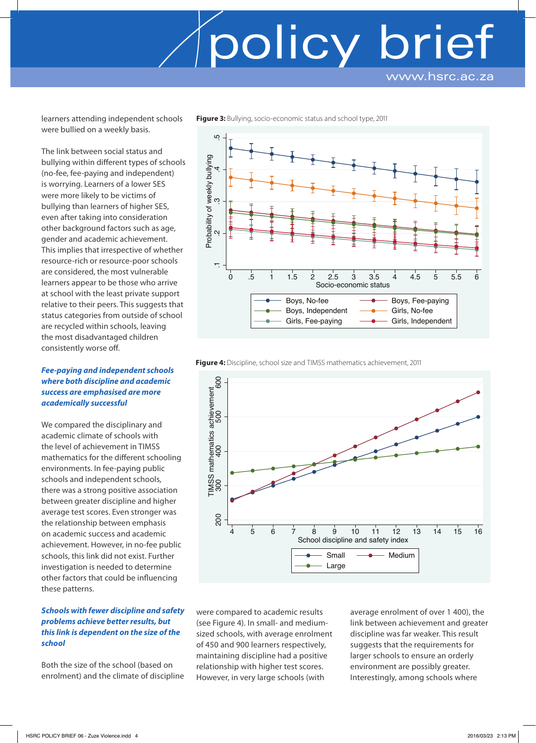learners attending independent schools were bullied on a weekly basis.

The link between social status and bullying within different types of schools (no-fee, fee-paying and independent) is worrying. Learners of a lower SES were more likely to be victims of bullying than learners of higher SES, even after taking into consideration other background factors such as age, gender and academic achievement. This implies that irrespective of whether resource-rich or resource-poor schools are considered, the most vulnerable learners appear to be those who arrive at school with the least private support relative to their peers. This suggests that status categories from outside of school are recycled within schools, leaving the most disadvantaged children consistently worse off.

***Fee-paying and independent schools where both discipline and academic success are emphasised are more academically successful***

We compared the disciplinary and academic climate of schools with the level of achievement in TIMSS mathematics for the different schooling environments. In fee-paying public schools and independent schools, there was a strong positive association between greater discipline and higher average test scores. Even stronger was the relationship between emphasis on academic success and academic achievement. However, in no-fee public schools, this link did not exist. Further investigation is needed to determine other factors that could be influencing these patterns.

***Schools with fewer discipline and safety problems achieve better results, but this link is dependent on the size of the school***

Both the size of the school (based on enrolment) and the climate of discipline were compared to academic results (see Figure 4). In small- and medium-sized schools, with average enrolment of 450 and 900 learners respectively, maintaining discipline had a positive relationship with higher test scores. However, in very large schools (with average enrolment of over 1 400), the link between achievement and greater discipline was far weaker. This result suggests that the requirements for larger schools to ensure an orderly environment are possibly greater. Interestingly, among schools where

**Figure 3:** Bullying, socio-economic status and school type, 2011

**Figure 4:** Discipline, school size and TIMSS mathematics achievement, 2011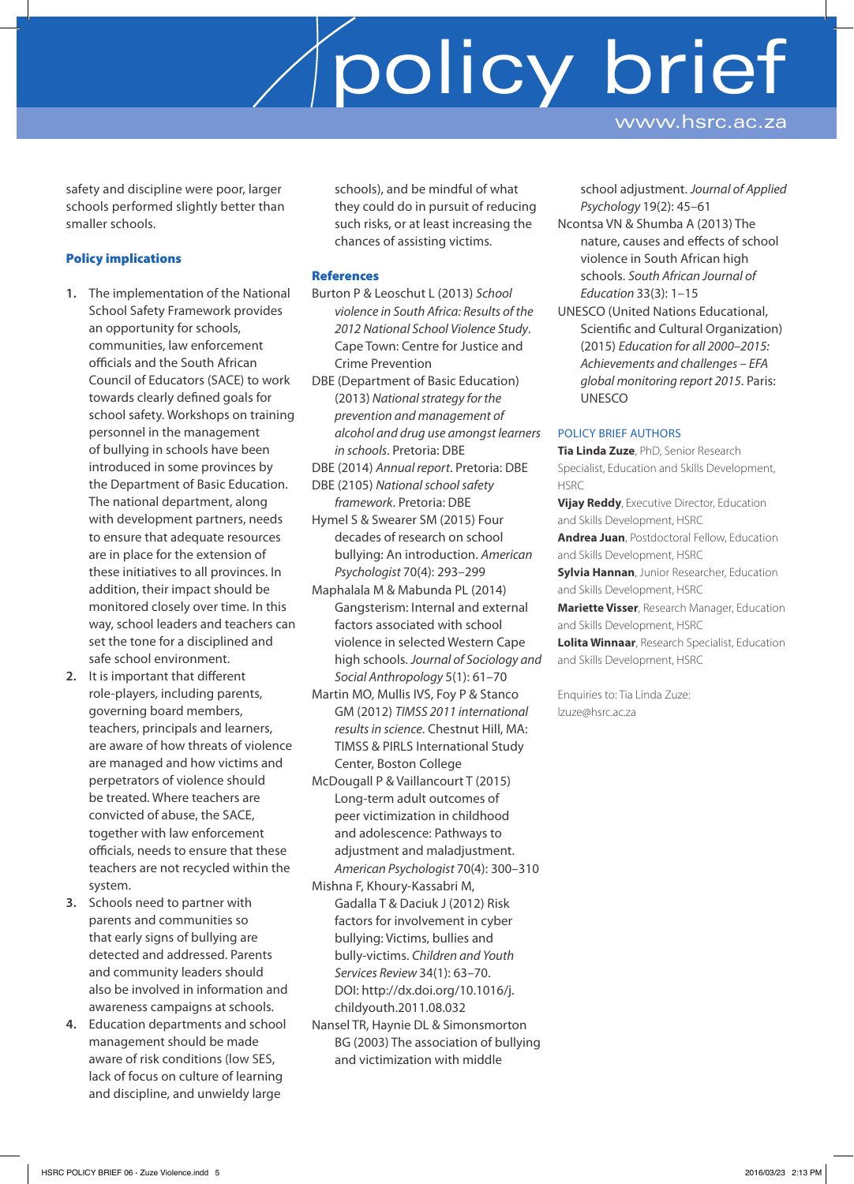safety and discipline were poor, larger schools performed slightly better than smaller schools.

## Policy implications

1. The implementation of the National School Safety Framework provides an opportunity for schools, communities, law enforcement officials and the South African Council of Educators (SACE) to work towards clearly defined goals for school safety. Workshops on training personnel in the management of bullying in schools have been introduced in some provinces by the Department of Basic Education. The national department, along with development partners, needs to ensure that adequate resources are in place for the extension of these initiatives to all provinces. In addition, their impact should be monitored closely over time. In this way, school leaders and teachers can set the tone for a disciplined and safe school environment.
2. It is important that different role-players, including parents, governing board members, teachers, principals and learners, are aware of how threats of violence are managed and how victims and perpetrators of violence should be treated. Where teachers are convicted of abuse, the SACE, together with law enforcement officials, needs to ensure that these teachers are not recycled within the system.
3. Schools need to partner with parents and communities so that early signs of bullying are detected and addressed. Parents and community leaders should also be involved in information and awareness campaigns at schools.
4. Education departments and school management should be made aware of risk conditions (low SES, lack of focus on culture of learning and discipline, and unwieldy large schools), and be mindful of what they could do in pursuit of reducing such risks, or at least increasing the chances of assisting victims.

## References

Burton P & Leoschut L (2013) *School violence in South Africa: Results of the 2012 National School Violence Study*. Cape Town: Centre for Justice and Crime Prevention

DBE (Department of Basic Education) (2013) *National strategy for the prevention and management of alcohol and drug use amongst learners in schools*. Pretoria: DBE

DBE (2014) *Annual report*. Pretoria: DBE

DBE (2105) *National school safety framework*. Pretoria: DBE

Hymel S & Swearer SM (2015) Four decades of research on school bullying: An introduction. *American Psychologist* 70(4): 293–299

Maphalala M & Mabunda PL (2014) Gangsterism: Internal and external factors associated with school violence in selected Western Cape high schools. *Journal of Sociology and Social Anthropology* 5(1): 61–70

Martin MO, Mullis IVS, Foy P & Stanco GM (2012) *TIMSS 2011 international results in science*. Chestnut Hill, MA: TIMSS & PIRLS International Study Center, Boston College

McDougall P & Vaillancourt T (2015) Long-term adult outcomes of peer victimization in childhood and adolescence: Pathways to adjustment and maladjustment. *American Psychologist* 70(4): 300–310

Mishna F, Khoury-Kassabri M, Gadalla T & Daciuk J (2012) Risk factors for involvement in cyber bullying: Victims, bullies and bully-victims. *Children and Youth Services Review* 34(1): 63–70. DOI: http://dx.doi.org/10.1016/j.childyouth.2011.08.032

Nansel TR, Haynie DL & Simonsmorton BG (2003) The association of bullying and victimization with middle school adjustment. *Journal of Applied Psychology* 19(2): 45–61

Ncontsa VN & Shumba A (2013) The nature, causes and effects of school violence in South African high schools. *South African Journal of Education* 33(3): 1–15

UNESCO (United Nations Educational, Scientific and Cultural Organization) (2015) *Education for all 2000–2015: Achievements and challenges – EFA global monitoring report 2015*. Paris: UNESCO

## POLICY BRIEF AUTHORS

**Tia Linda Zuze**, PhD, Senior Research Specialist, Education and Skills Development, HSRC

**Vijay Reddy**, Executive Director, Education and Skills Development, HSRC

**Andrea Juan**, Postdoctoral Fellow, Education and Skills Development, HSRC

**Sylvia Hannan**, Junior Researcher, Education and Skills Development, HSRC

**Mariette Visser**, Research Manager, Education and Skills Development, HSRC

**Lolita Winnaar**, Research Specialist, Education and Skills Development, HSRC

Enquiries to: Tia Linda Zuze: lzuze@hsrc.ac.za